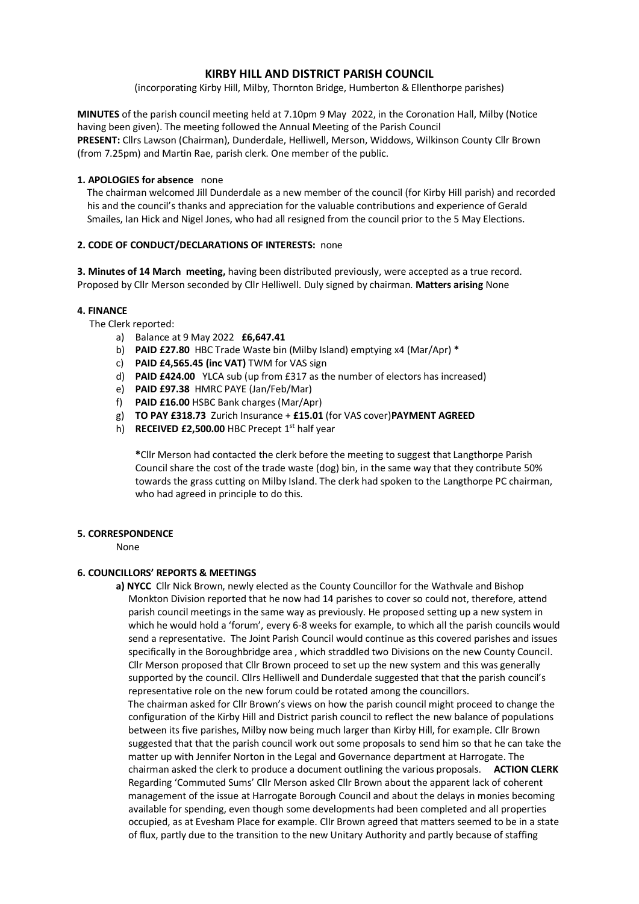# KIRBY HILL AND DISTRICT PARISH COUNCIL

(incorporating Kirby Hill, Milby, Thornton Bridge, Humberton & Ellenthorpe parishes)

**MINUTES** of the parish council meeting held at 7.10pm 9 May 2022, in the Coronation Hall, Milby (Notice having been given). The meeting followed the Annual Meeting of the Parish Council
**PRESENT:** Cllrs Lawson (Chairman), Dunderdale, Helliwell, Merson, Widdows, Wilkinson County Cllr Brown (from 7.25pm) and Martin Rae, parish clerk. One member of the public.

**1. APOLOGIES for absence** none

The chairman welcomed Jill Dunderdale as a new member of the council (for Kirby Hill parish) and recorded his and the council's thanks and appreciation for the valuable contributions and experience of Gerald Smailes, Ian Hick and Nigel Jones, who had all resigned from the council prior to the 5 May Elections.

**2. CODE OF CONDUCT/DECLARATIONS OF INTERESTS:** none

**3. Minutes of 14 March meeting,** having been distributed previously, were accepted as a true record. Proposed by Cllr Merson seconded by Cllr Helliwell. Duly signed by chairman. **Matters arising** None

**4. FINANCE**

The Clerk reported:

a) Balance at 9 May 2022 **£6,647.41**
b) **PAID £27.80** HBC Trade Waste bin (Milby Island) emptying x4 (Mar/Apr) *
c) **PAID £4,565.45 (inc VAT)** TWM for VAS sign
d) **PAID £424.00** YLCA sub (up from £317 as the number of electors has increased)
e) **PAID £97.38** HMRC PAYE (Jan/Feb/Mar)
f) **PAID £16.00** HSBC Bank charges (Mar/Apr)
g) **TO PAY £318.73** Zurich Insurance + **£15.01** (for VAS cover)**PAYMENT AGREED**
h) **RECEIVED £2,500.00** HBC Precept 1st half year

*Cllr Merson had contacted the clerk before the meeting to suggest that Langthorpe Parish Council share the cost of the trade waste (dog) bin, in the same way that they contribute 50% towards the grass cutting on Milby Island. The clerk had spoken to the Langthorpe PC chairman, who had agreed in principle to do this.

**5. CORRESPONDENCE**

None

**6. COUNCILLORS' REPORTS & MEETINGS**

**a) NYCC** Cllr Nick Brown, newly elected as the County Councillor for the Wathvale and Bishop Monkton Division reported that he now had 14 parishes to cover so could not, therefore, attend parish council meetings in the same way as previously. He proposed setting up a new system in which he would hold a 'forum', every 6-8 weeks for example, to which all the parish councils would send a representative. The Joint Parish Council would continue as this covered parishes and issues specifically in the Boroughbridge area , which straddled two Divisions on the new County Council. Cllr Merson proposed that Cllr Brown proceed to set up the new system and this was generally supported by the council. Cllrs Helliwell and Dunderdale suggested that that the parish council's representative role on the new forum could be rotated among the councillors.

The chairman asked for Cllr Brown's views on how the parish council might proceed to change the configuration of the Kirby Hill and District parish council to reflect the new balance of populations between its five parishes, Milby now being much larger than Kirby Hill, for example. Cllr Brown suggested that that the parish council work out some proposals to send him so that he can take the matter up with Jennifer Norton in the Legal and Governance department at Harrogate. The chairman asked the clerk to produce a document outlining the various proposals. **ACTION CLERK**

Regarding 'Commuted Sums' Cllr Merson asked Cllr Brown about the apparent lack of coherent management of the issue at Harrogate Borough Council and about the delays in monies becoming available for spending, even though some developments had been completed and all properties occupied, as at Evesham Place for example. Cllr Brown agreed that matters seemed to be in a state of flux, partly due to the transition to the new Unitary Authority and partly because of staffing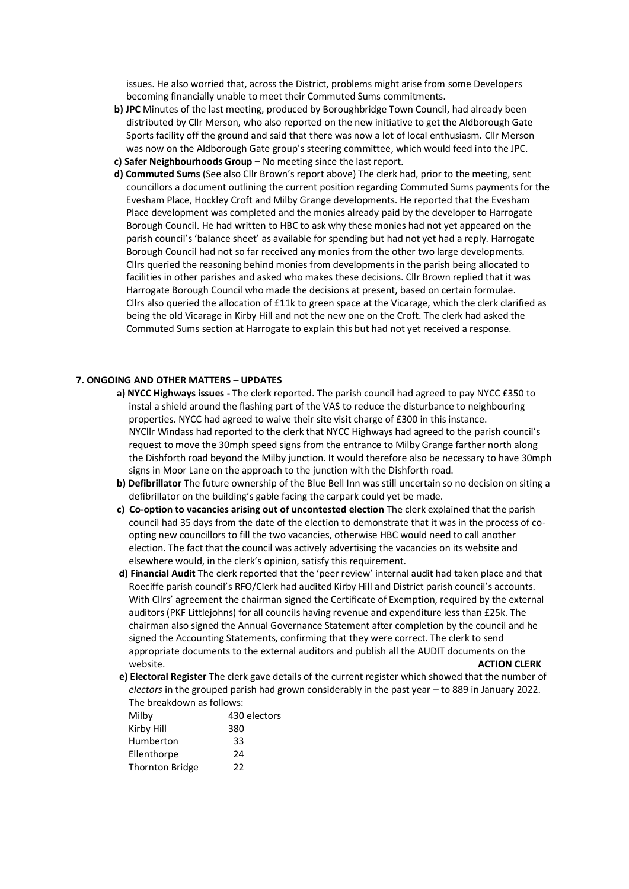issues. He also worried that, across the District, problems might arise from some Developers becoming financially unable to meet their Commuted Sums commitments.

**b) JPC** Minutes of the last meeting, produced by Boroughbridge Town Council, had already been distributed by Cllr Merson, who also reported on the new initiative to get the Aldborough Gate Sports facility off the ground and said that there was now a lot of local enthusiasm. Cllr Merson was now on the Aldborough Gate group's steering committee, which would feed into the JPC.

**c) Safer Neighbourhoods Group –** No meeting since the last report.

**d) Commuted Sums** (See also Cllr Brown's report above) The clerk had, prior to the meeting, sent councillors a document outlining the current position regarding Commuted Sums payments for the Evesham Place, Hockley Croft and Milby Grange developments. He reported that the Evesham Place development was completed and the monies already paid by the developer to Harrogate Borough Council. He had written to HBC to ask why these monies had not yet appeared on the parish council's 'balance sheet' as available for spending but had not yet had a reply. Harrogate Borough Council had not so far received any monies from the other two large developments. Cllrs queried the reasoning behind monies from developments in the parish being allocated to facilities in other parishes and asked who makes these decisions. Cllr Brown replied that it was Harrogate Borough Council who made the decisions at present, based on certain formulae. Cllrs also queried the allocation of £11k to green space at the Vicarage, which the clerk clarified as being the old Vicarage in Kirby Hill and not the new one on the Croft. The clerk had asked the Commuted Sums section at Harrogate to explain this but had not yet received a response.

## 7. ONGOING AND OTHER MATTERS – UPDATES

**a) NYCC Highways issues -** The clerk reported. The parish council had agreed to pay NYCC £350 to instal a shield around the flashing part of the VAS to reduce the disturbance to neighbouring properties. NYCC had agreed to waive their site visit charge of £300 in this instance. NYCllr Windass had reported to the clerk that NYCC Highways had agreed to the parish council's request to move the 30mph speed signs from the entrance to Milby Grange farther north along the Dishforth road beyond the Milby junction. It would therefore also be necessary to have 30mph signs in Moor Lane on the approach to the junction with the Dishforth road.

**b) Defibrillator** The future ownership of the Blue Bell Inn was still uncertain so no decision on siting a defibrillator on the building's gable facing the carpark could yet be made.

**c) Co-option to vacancies arising out of uncontested election** The clerk explained that the parish council had 35 days from the date of the election to demonstrate that it was in the process of co-opting new councillors to fill the two vacancies, otherwise HBC would need to call another election. The fact that the council was actively advertising the vacancies on its website and elsewhere would, in the clerk's opinion, satisfy this requirement.

**d) Financial Audit** The clerk reported that the 'peer review' internal audit had taken place and that Roecliffe parish council's RFO/Clerk had audited Kirby Hill and District parish council's accounts. With Cllrs' agreement the chairman signed the Certificate of Exemption, required by the external auditors (PKF Littlejohns) for all councils having revenue and expenditure less than £25k. The chairman also signed the Annual Governance Statement after completion by the council and he signed the Accounting Statements, confirming that they were correct. The clerk to send appropriate documents to the external auditors and publish all the AUDIT documents on the website. **ACTION CLERK**

**e) Electoral Register** The clerk gave details of the current register which showed that the number of *electors* in the grouped parish had grown considerably in the past year – to 889 in January 2022. The breakdown as follows:

| | |
|---|---|
| Milby | 430 electors |
| Kirby Hill | 380 |
| Humberton | 33 |
| Ellenthorpe | 24 |
| Thornton Bridge | 22 |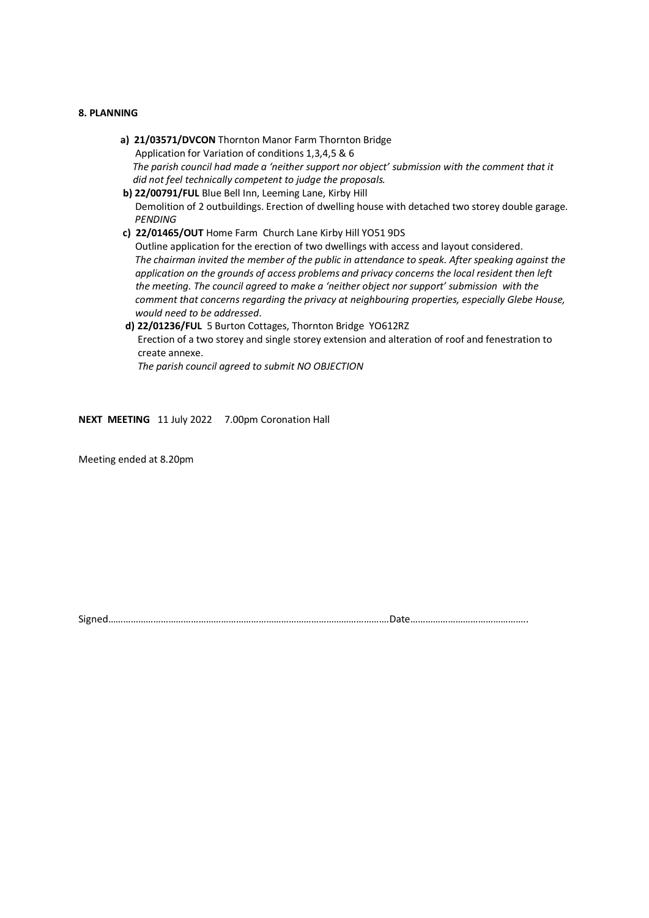**8. PLANNING**

a) **21/03571/DVCON** Thornton Manor Farm Thornton Bridge
Application for Variation of conditions 1,3,4,5 & 6
*The parish council had made a 'neither support nor object' submission with the comment that it did not feel technically competent to judge the proposals.*

b) **22/00791/FUL** Blue Bell Inn, Leeming Lane, Kirby Hill
Demolition of 2 outbuildings. Erection of dwelling house with detached two storey double garage.
*PENDING*

c) **22/01465/OUT** Home Farm Church Lane Kirby Hill YO51 9DS
Outline application for the erection of two dwellings with access and layout considered.
*The chairman invited the member of the public in attendance to speak. After speaking against the application on the grounds of access problems and privacy concerns the local resident then left the meeting. The council agreed to make a 'neither object nor support' submission with the comment that concerns regarding the privacy at neighbouring properties, especially Glebe House, would need to be addressed*.

d) **22/01236/FUL** 5 Burton Cottages, Thornton Bridge YO612RZ
Erection of a two storey and single storey extension and alteration of roof and fenestration to create annexe.
*The parish council agreed to submit NO OBJECTION*

**NEXT MEETING** 11 July 2022 7.00pm Coronation Hall

Meeting ended at 8.20pm

Signed……………………………………………………………………………………………………Date……………………………………….